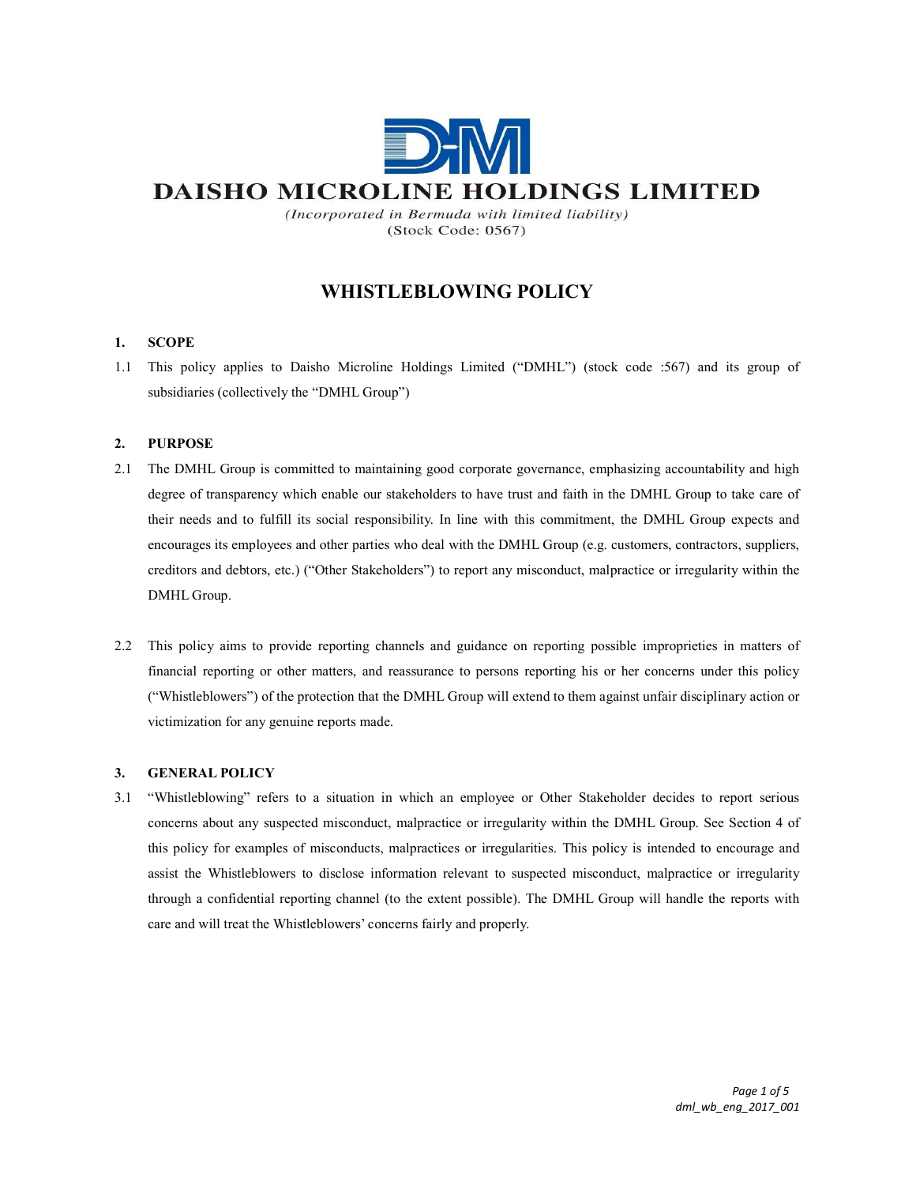# DAISHO MICROLINE HOLDINGS LIMITED

*(Incorporated in Bermuda with limited liability)*
(Stock Code: 0567)

## WHISTLEBLOWING POLICY

### 1. SCOPE

1.1 This policy applies to Daisho Microline Holdings Limited ("DMHL") (stock code :567) and its group of subsidiaries (collectively the "DMHL Group")

### 2. PURPOSE

2.1 The DMHL Group is committed to maintaining good corporate governance, emphasizing accountability and high degree of transparency which enable our stakeholders to have trust and faith in the DMHL Group to take care of their needs and to fulfill its social responsibility. In line with this commitment, the DMHL Group expects and encourages its employees and other parties who deal with the DMHL Group (e.g. customers, contractors, suppliers, creditors and debtors, etc.) ("Other Stakeholders") to report any misconduct, malpractice or irregularity within the DMHL Group.

2.2 This policy aims to provide reporting channels and guidance on reporting possible improprieties in matters of financial reporting or other matters, and reassurance to persons reporting his or her concerns under this policy ("Whistleblowers") of the protection that the DMHL Group will extend to them against unfair disciplinary action or victimization for any genuine reports made.

### 3. GENERAL POLICY

3.1 "Whistleblowing" refers to a situation in which an employee or Other Stakeholder decides to report serious concerns about any suspected misconduct, malpractice or irregularity within the DMHL Group. See Section 4 of this policy for examples of misconducts, malpractices or irregularities. This policy is intended to encourage and assist the Whistleblowers to disclose information relevant to suspected misconduct, malpractice or irregularity through a confidential reporting channel (to the extent possible). The DMHL Group will handle the reports with care and will treat the Whistleblowers' concerns fairly and properly.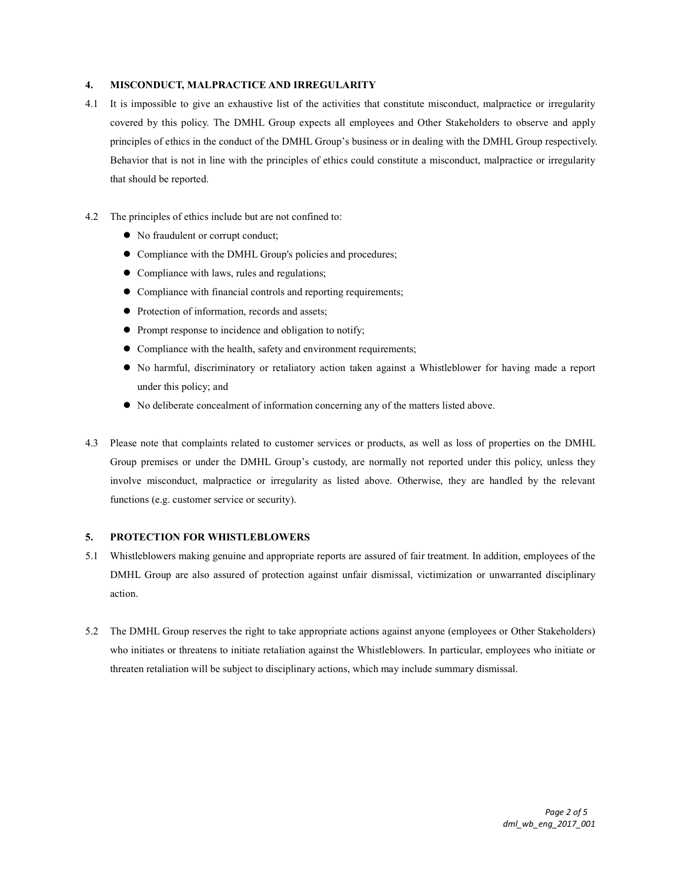## 4. MISCONDUCT, MALPRACTICE AND IRREGULARITY

4.1 It is impossible to give an exhaustive list of the activities that constitute misconduct, malpractice or irregularity covered by this policy. The DMHL Group expects all employees and Other Stakeholders to observe and apply principles of ethics in the conduct of the DMHL Group's business or in dealing with the DMHL Group respectively. Behavior that is not in line with the principles of ethics could constitute a misconduct, malpractice or irregularity that should be reported.

4.2 The principles of ethics include but are not confined to:

- No fraudulent or corrupt conduct;
- Compliance with the DMHL Group's policies and procedures;
- Compliance with laws, rules and regulations;
- Compliance with financial controls and reporting requirements;
- Protection of information, records and assets;
- Prompt response to incidence and obligation to notify;
- Compliance with the health, safety and environment requirements;
- No harmful, discriminatory or retaliatory action taken against a Whistleblower for having made a report under this policy; and
- No deliberate concealment of information concerning any of the matters listed above.

4.3 Please note that complaints related to customer services or products, as well as loss of properties on the DMHL Group premises or under the DMHL Group's custody, are normally not reported under this policy, unless they involve misconduct, malpractice or irregularity as listed above. Otherwise, they are handled by the relevant functions (e.g. customer service or security).

## 5. PROTECTION FOR WHISTLEBLOWERS

5.1 Whistleblowers making genuine and appropriate reports are assured of fair treatment. In addition, employees of the DMHL Group are also assured of protection against unfair dismissal, victimization or unwarranted disciplinary action.

5.2 The DMHL Group reserves the right to take appropriate actions against anyone (employees or Other Stakeholders) who initiates or threatens to initiate retaliation against the Whistleblowers. In particular, employees who initiate or threaten retaliation will be subject to disciplinary actions, which may include summary dismissal.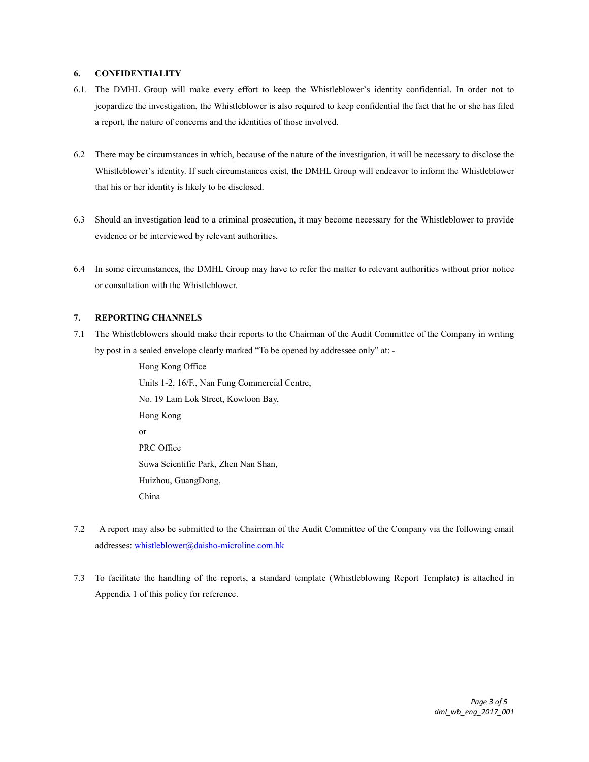## 6. CONFIDENTIALITY

6.1. The DMHL Group will make every effort to keep the Whistleblower's identity confidential. In order not to jeopardize the investigation, the Whistleblower is also required to keep confidential the fact that he or she has filed a report, the nature of concerns and the identities of those involved.

6.2 There may be circumstances in which, because of the nature of the investigation, it will be necessary to disclose the Whistleblower's identity. If such circumstances exist, the DMHL Group will endeavor to inform the Whistleblower that his or her identity is likely to be disclosed.

6.3 Should an investigation lead to a criminal prosecution, it may become necessary for the Whistleblower to provide evidence or be interviewed by relevant authorities.

6.4 In some circumstances, the DMHL Group may have to refer the matter to relevant authorities without prior notice or consultation with the Whistleblower.

## 7. REPORTING CHANNELS

7.1 The Whistleblowers should make their reports to the Chairman of the Audit Committee of the Company in writing by post in a sealed envelope clearly marked "To be opened by addressee only" at: -

Hong Kong Office
Units 1-2, 16/F., Nan Fung Commercial Centre,
No. 19 Lam Lok Street, Kowloon Bay,
Hong Kong

or

PRC Office
Suwa Scientific Park, Zhen Nan Shan,
Huizhou, GuangDong,
China

7.2 A report may also be submitted to the Chairman of the Audit Committee of the Company via the following email addresses: whistleblower@daisho-microline.com.hk

7.3 To facilitate the handling of the reports, a standard template (Whistleblowing Report Template) is attached in Appendix 1 of this policy for reference.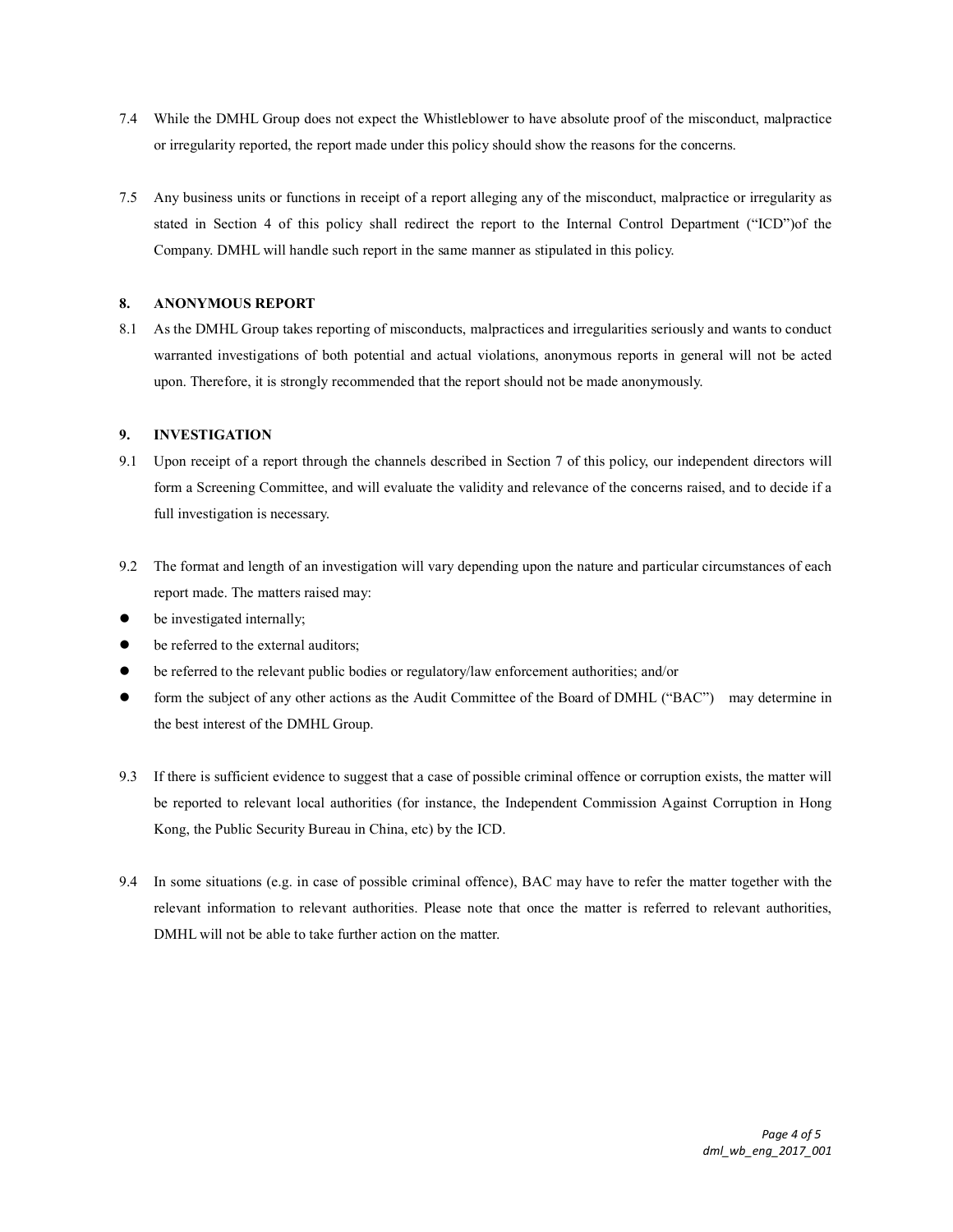7.4 While the DMHL Group does not expect the Whistleblower to have absolute proof of the misconduct, malpractice or irregularity reported, the report made under this policy should show the reasons for the concerns.

7.5 Any business units or functions in receipt of a report alleging any of the misconduct, malpractice or irregularity as stated in Section 4 of this policy shall redirect the report to the Internal Control Department ("ICD")of the Company. DMHL will handle such report in the same manner as stipulated in this policy.

## 8. ANONYMOUS REPORT

8.1 As the DMHL Group takes reporting of misconducts, malpractices and irregularities seriously and wants to conduct warranted investigations of both potential and actual violations, anonymous reports in general will not be acted upon. Therefore, it is strongly recommended that the report should not be made anonymously.

## 9. INVESTIGATION

9.1 Upon receipt of a report through the channels described in Section 7 of this policy, our independent directors will form a Screening Committee, and will evaluate the validity and relevance of the concerns raised, and to decide if a full investigation is necessary.

9.2 The format and length of an investigation will vary depending upon the nature and particular circumstances of each report made. The matters raised may:

- be investigated internally;
- be referred to the external auditors;
- be referred to the relevant public bodies or regulatory/law enforcement authorities; and/or
- form the subject of any other actions as the Audit Committee of the Board of DMHL ("BAC") may determine in the best interest of the DMHL Group.

9.3 If there is sufficient evidence to suggest that a case of possible criminal offence or corruption exists, the matter will be reported to relevant local authorities (for instance, the Independent Commission Against Corruption in Hong Kong, the Public Security Bureau in China, etc) by the ICD.

9.4 In some situations (e.g. in case of possible criminal offence), BAC may have to refer the matter together with the relevant information to relevant authorities. Please note that once the matter is referred to relevant authorities, DMHL will not be able to take further action on the matter.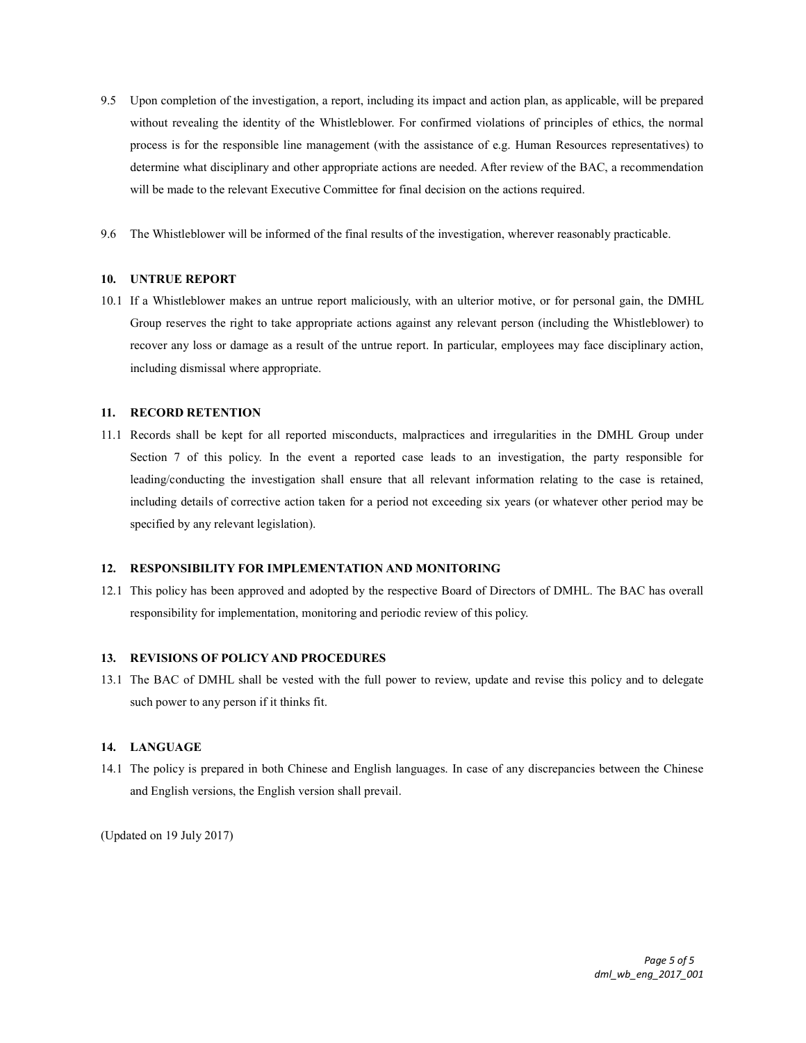9.5 Upon completion of the investigation, a report, including its impact and action plan, as applicable, will be prepared without revealing the identity of the Whistleblower. For confirmed violations of principles of ethics, the normal process is for the responsible line management (with the assistance of e.g. Human Resources representatives) to determine what disciplinary and other appropriate actions are needed. After review of the BAC, a recommendation will be made to the relevant Executive Committee for final decision on the actions required.

9.6 The Whistleblower will be informed of the final results of the investigation, wherever reasonably practicable.

## 10. UNTRUE REPORT

10.1 If a Whistleblower makes an untrue report maliciously, with an ulterior motive, or for personal gain, the DMHL Group reserves the right to take appropriate actions against any relevant person (including the Whistleblower) to recover any loss or damage as a result of the untrue report. In particular, employees may face disciplinary action, including dismissal where appropriate.

## 11. RECORD RETENTION

11.1 Records shall be kept for all reported misconducts, malpractices and irregularities in the DMHL Group under Section 7 of this policy. In the event a reported case leads to an investigation, the party responsible for leading/conducting the investigation shall ensure that all relevant information relating to the case is retained, including details of corrective action taken for a period not exceeding six years (or whatever other period may be specified by any relevant legislation).

## 12. RESPONSIBILITY FOR IMPLEMENTATION AND MONITORING

12.1 This policy has been approved and adopted by the respective Board of Directors of DMHL. The BAC has overall responsibility for implementation, monitoring and periodic review of this policy.

## 13. REVISIONS OF POLICY AND PROCEDURES

13.1 The BAC of DMHL shall be vested with the full power to review, update and revise this policy and to delegate such power to any person if it thinks fit.

## 14. LANGUAGE

14.1 The policy is prepared in both Chinese and English languages. In case of any discrepancies between the Chinese and English versions, the English version shall prevail.

(Updated on 19 July 2017)